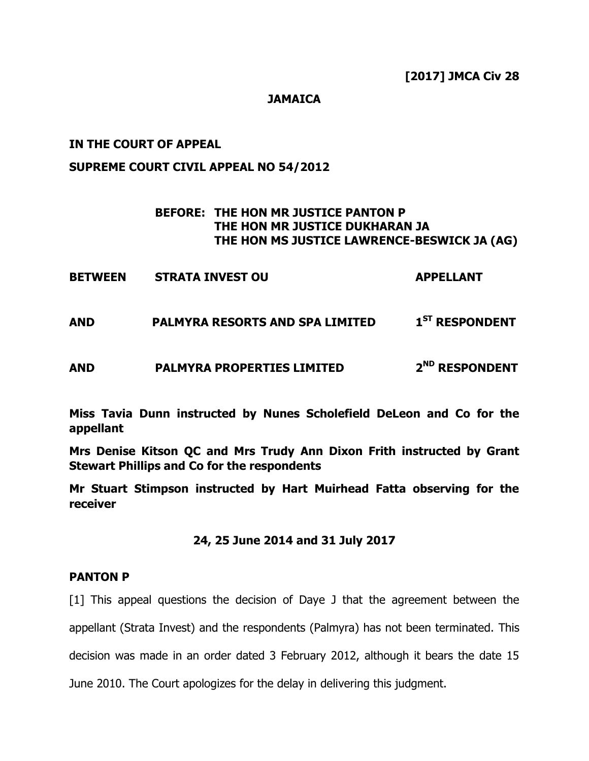**[2017] JMCA Civ 28**

**JAMAICA**

**IN THE COURT OF APPEAL**

**SUPREME COURT CIVIL APPEAL NO 54/2012**

**BEFORE: THE HON MR JUSTICE PANTON P**
**THE HON MR JUSTICE DUKHARAN JA**
**THE HON MS JUSTICE LAWRENCE-BESWICK JA (AG)**

| | | |
|---|---|---|
| **BETWEEN** | **STRATA INVEST OU** | **APPELLANT** |
| **AND** | **PALMYRA RESORTS AND SPA LIMITED** | **1ST RESPONDENT** |
| **AND** | **PALMYRA PROPERTIES LIMITED** | **2ND RESPONDENT** |

**Miss Tavia Dunn instructed by Nunes Scholefield DeLeon and Co for the appellant**

**Mrs Denise Kitson QC and Mrs Trudy Ann Dixon Frith instructed by Grant Stewart Phillips and Co for the respondents**

**Mr Stuart Stimpson instructed by Hart Muirhead Fatta observing for the receiver**

**24, 25 June 2014 and 31 July 2017**

**PANTON P**

[1] This appeal questions the decision of Daye J that the agreement between the appellant (Strata Invest) and the respondents (Palmyra) has not been terminated. This decision was made in an order dated 3 February 2012, although it bears the date 15 June 2010. The Court apologizes for the delay in delivering this judgment.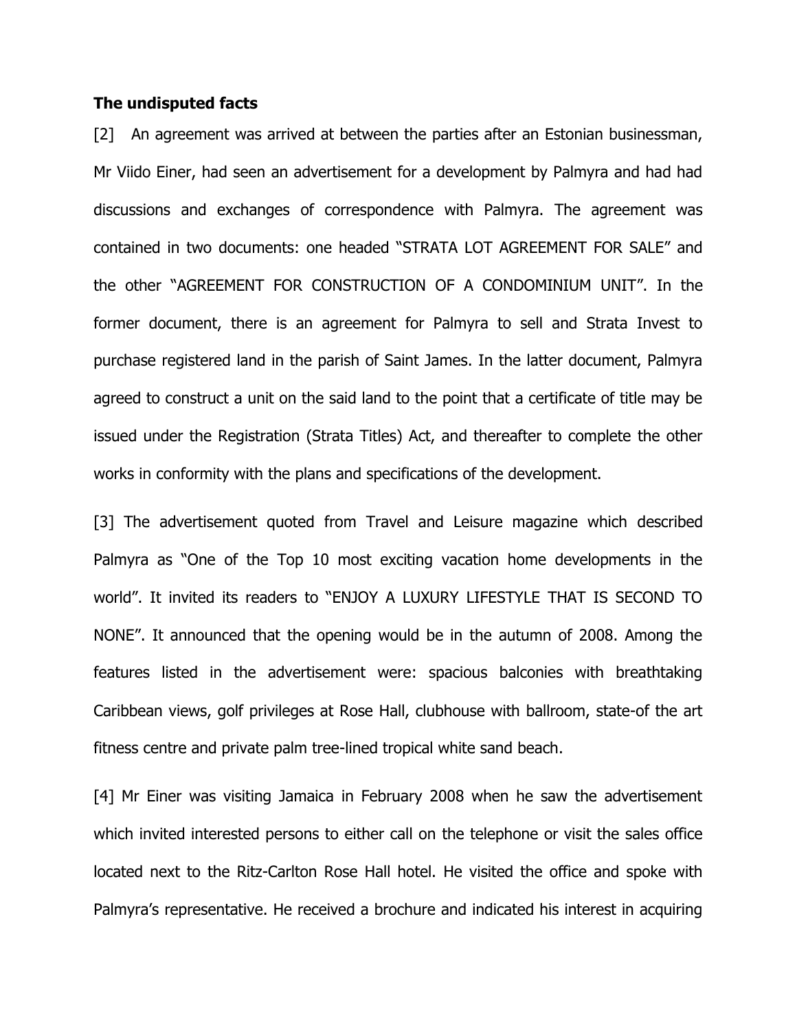**The undisputed facts**

[2] An agreement was arrived at between the parties after an Estonian businessman, Mr Viido Einer, had seen an advertisement for a development by Palmyra and had had discussions and exchanges of correspondence with Palmyra. The agreement was contained in two documents: one headed "STRATA LOT AGREEMENT FOR SALE" and the other "AGREEMENT FOR CONSTRUCTION OF A CONDOMINIUM UNIT". In the former document, there is an agreement for Palmyra to sell and Strata Invest to purchase registered land in the parish of Saint James. In the latter document, Palmyra agreed to construct a unit on the said land to the point that a certificate of title may be issued under the Registration (Strata Titles) Act, and thereafter to complete the other works in conformity with the plans and specifications of the development.

[3] The advertisement quoted from Travel and Leisure magazine which described Palmyra as "One of the Top 10 most exciting vacation home developments in the world". It invited its readers to "ENJOY A LUXURY LIFESTYLE THAT IS SECOND TO NONE". It announced that the opening would be in the autumn of 2008. Among the features listed in the advertisement were: spacious balconies with breathtaking Caribbean views, golf privileges at Rose Hall, clubhouse with ballroom, state-of the art fitness centre and private palm tree-lined tropical white sand beach.

[4] Mr Einer was visiting Jamaica in February 2008 when he saw the advertisement which invited interested persons to either call on the telephone or visit the sales office located next to the Ritz-Carlton Rose Hall hotel. He visited the office and spoke with Palmyra's representative. He received a brochure and indicated his interest in acquiring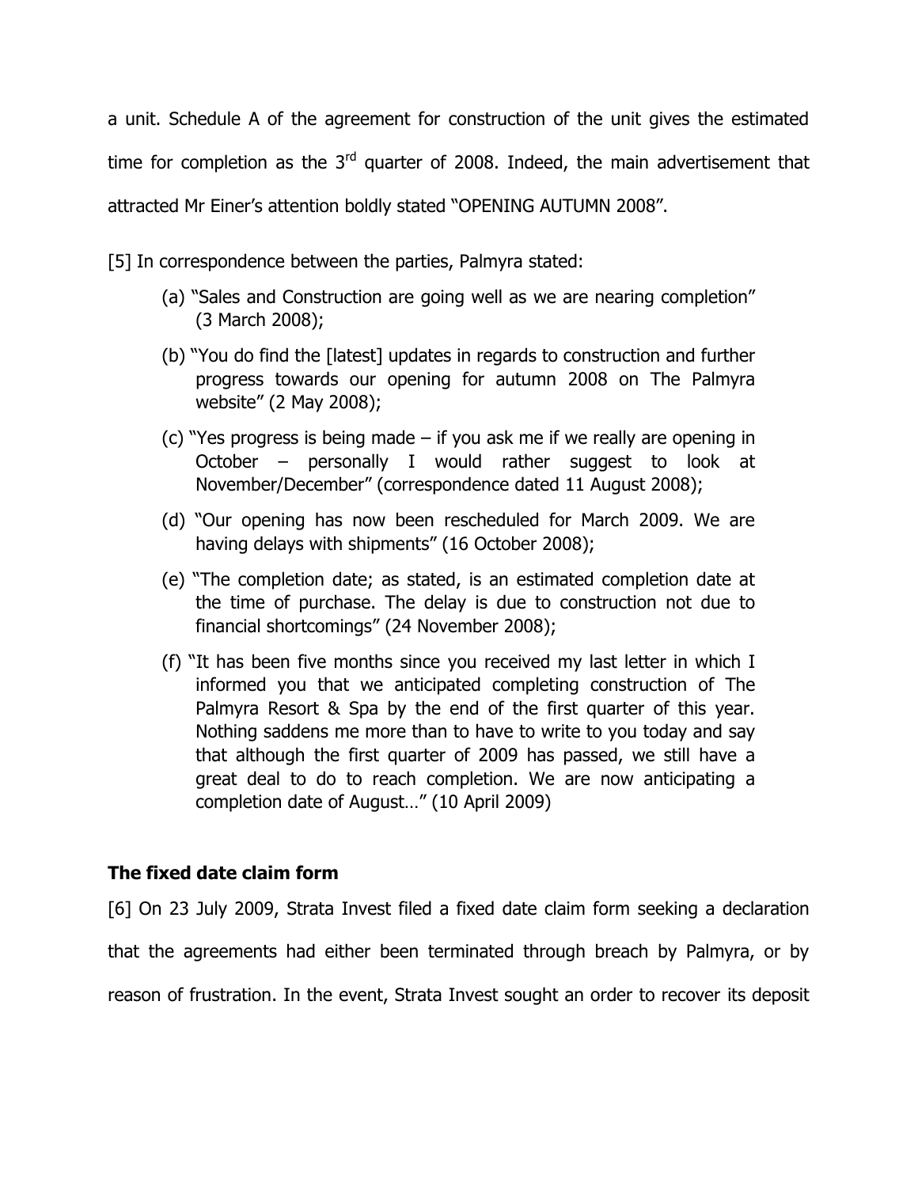a unit. Schedule A of the agreement for construction of the unit gives the estimated time for completion as the 3rd quarter of 2008. Indeed, the main advertisement that attracted Mr Einer's attention boldly stated "OPENING AUTUMN 2008".

[5] In correspondence between the parties, Palmyra stated:

(a) "Sales and Construction are going well as we are nearing completion" (3 March 2008);

(b) "You do find the [latest] updates in regards to construction and further progress towards our opening for autumn 2008 on The Palmyra website" (2 May 2008);

(c) "Yes progress is being made – if you ask me if we really are opening in October – personally I would rather suggest to look at November/December" (correspondence dated 11 August 2008);

(d) "Our opening has now been rescheduled for March 2009. We are having delays with shipments" (16 October 2008);

(e) "The completion date; as stated, is an estimated completion date at the time of purchase. The delay is due to construction not due to financial shortcomings" (24 November 2008);

(f) "It has been five months since you received my last letter in which I informed you that we anticipated completing construction of The Palmyra Resort & Spa by the end of the first quarter of this year. Nothing saddens me more than to have to write to you today and say that although the first quarter of 2009 has passed, we still have a great deal to do to reach completion. We are now anticipating a completion date of August…" (10 April 2009)

## The fixed date claim form

[6] On 23 July 2009, Strata Invest filed a fixed date claim form seeking a declaration that the agreements had either been terminated through breach by Palmyra, or by reason of frustration. In the event, Strata Invest sought an order to recover its deposit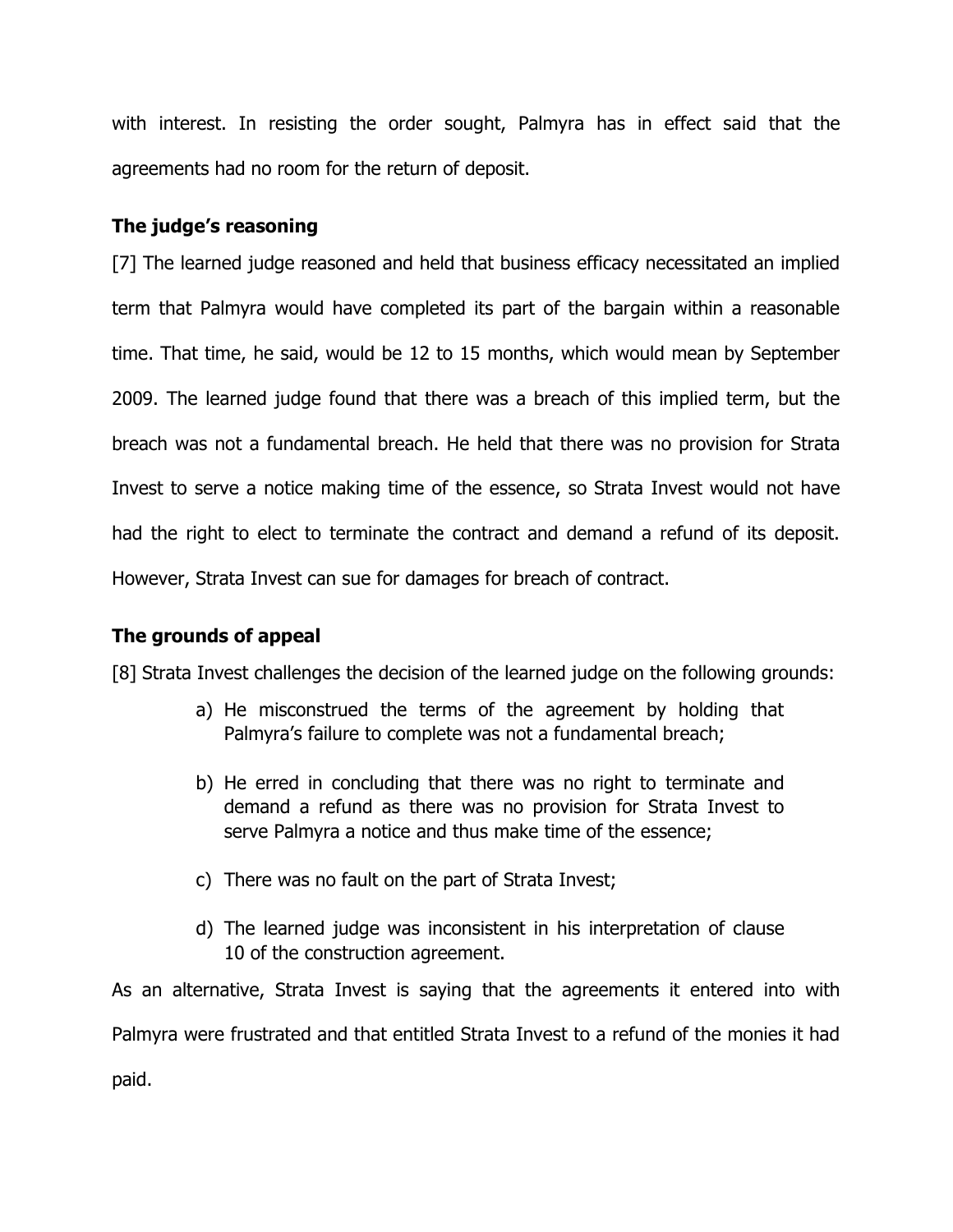with interest. In resisting the order sought, Palmyra has in effect said that the agreements had no room for the return of deposit.

### The judge's reasoning

[7] The learned judge reasoned and held that business efficacy necessitated an implied term that Palmyra would have completed its part of the bargain within a reasonable time. That time, he said, would be 12 to 15 months, which would mean by September 2009. The learned judge found that there was a breach of this implied term, but the breach was not a fundamental breach. He held that there was no provision for Strata Invest to serve a notice making time of the essence, so Strata Invest would not have had the right to elect to terminate the contract and demand a refund of its deposit. However, Strata Invest can sue for damages for breach of contract.

### The grounds of appeal

[8] Strata Invest challenges the decision of the learned judge on the following grounds:

a) He misconstrued the terms of the agreement by holding that Palmyra's failure to complete was not a fundamental breach;

b) He erred in concluding that there was no right to terminate and demand a refund as there was no provision for Strata Invest to serve Palmyra a notice and thus make time of the essence;

c) There was no fault on the part of Strata Invest;

d) The learned judge was inconsistent in his interpretation of clause 10 of the construction agreement.

As an alternative, Strata Invest is saying that the agreements it entered into with Palmyra were frustrated and that entitled Strata Invest to a refund of the monies it had paid.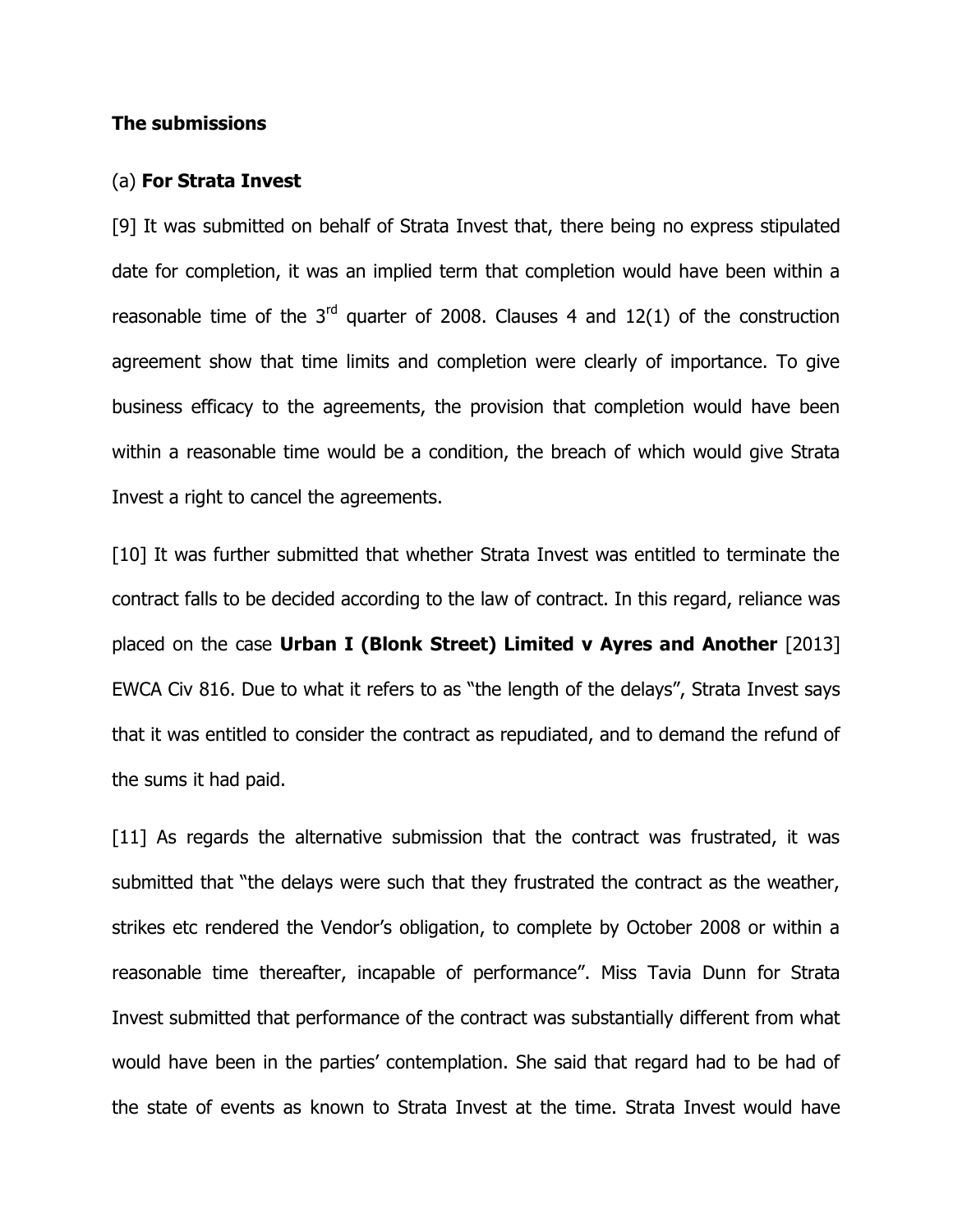**The submissions**

(a) **For Strata Invest**

[9] It was submitted on behalf of Strata Invest that, there being no express stipulated date for completion, it was an implied term that completion would have been within a reasonable time of the 3rd quarter of 2008. Clauses 4 and 12(1) of the construction agreement show that time limits and completion were clearly of importance. To give business efficacy to the agreements, the provision that completion would have been within a reasonable time would be a condition, the breach of which would give Strata Invest a right to cancel the agreements.

[10] It was further submitted that whether Strata Invest was entitled to terminate the contract falls to be decided according to the law of contract. In this regard, reliance was placed on the case **Urban I (Blonk Street) Limited v Ayres and Another** [2013] EWCA Civ 816. Due to what it refers to as "the length of the delays", Strata Invest says that it was entitled to consider the contract as repudiated, and to demand the refund of the sums it had paid.

[11] As regards the alternative submission that the contract was frustrated, it was submitted that "the delays were such that they frustrated the contract as the weather, strikes etc rendered the Vendor's obligation, to complete by October 2008 or within a reasonable time thereafter, incapable of performance". Miss Tavia Dunn for Strata Invest submitted that performance of the contract was substantially different from what would have been in the parties' contemplation. She said that regard had to be had of the state of events as known to Strata Invest at the time. Strata Invest would have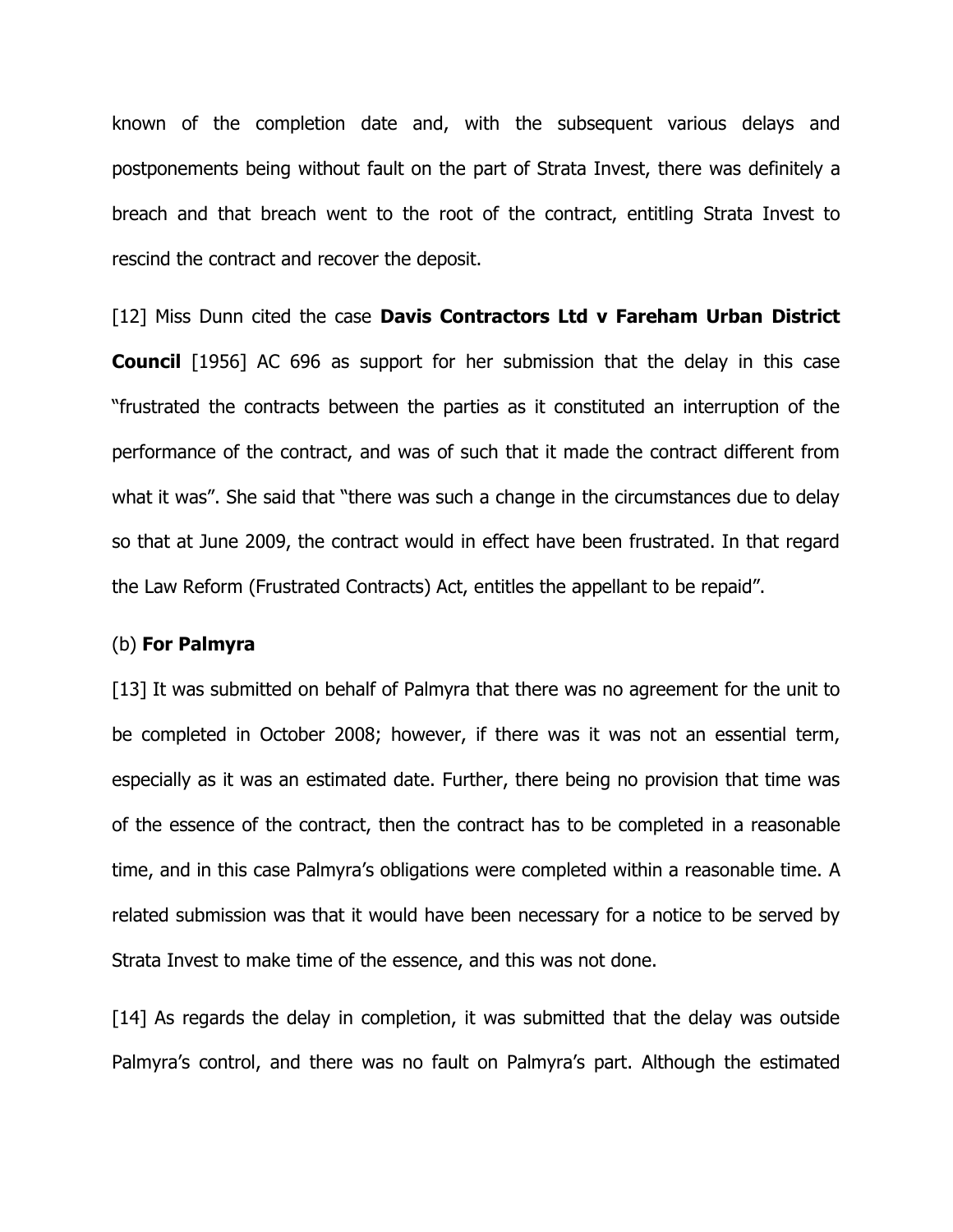known of the completion date and, with the subsequent various delays and postponements being without fault on the part of Strata Invest, there was definitely a breach and that breach went to the root of the contract, entitling Strata Invest to rescind the contract and recover the deposit.

[12] Miss Dunn cited the case **Davis Contractors Ltd v Fareham Urban District Council** [1956] AC 696 as support for her submission that the delay in this case "frustrated the contracts between the parties as it constituted an interruption of the performance of the contract, and was of such that it made the contract different from what it was". She said that "there was such a change in the circumstances due to delay so that at June 2009, the contract would in effect have been frustrated. In that regard the Law Reform (Frustrated Contracts) Act, entitles the appellant to be repaid".

(b) **For Palmyra**

[13] It was submitted on behalf of Palmyra that there was no agreement for the unit to be completed in October 2008; however, if there was it was not an essential term, especially as it was an estimated date. Further, there being no provision that time was of the essence of the contract, then the contract has to be completed in a reasonable time, and in this case Palmyra's obligations were completed within a reasonable time. A related submission was that it would have been necessary for a notice to be served by Strata Invest to make time of the essence, and this was not done.

[14] As regards the delay in completion, it was submitted that the delay was outside Palmyra's control, and there was no fault on Palmyra's part. Although the estimated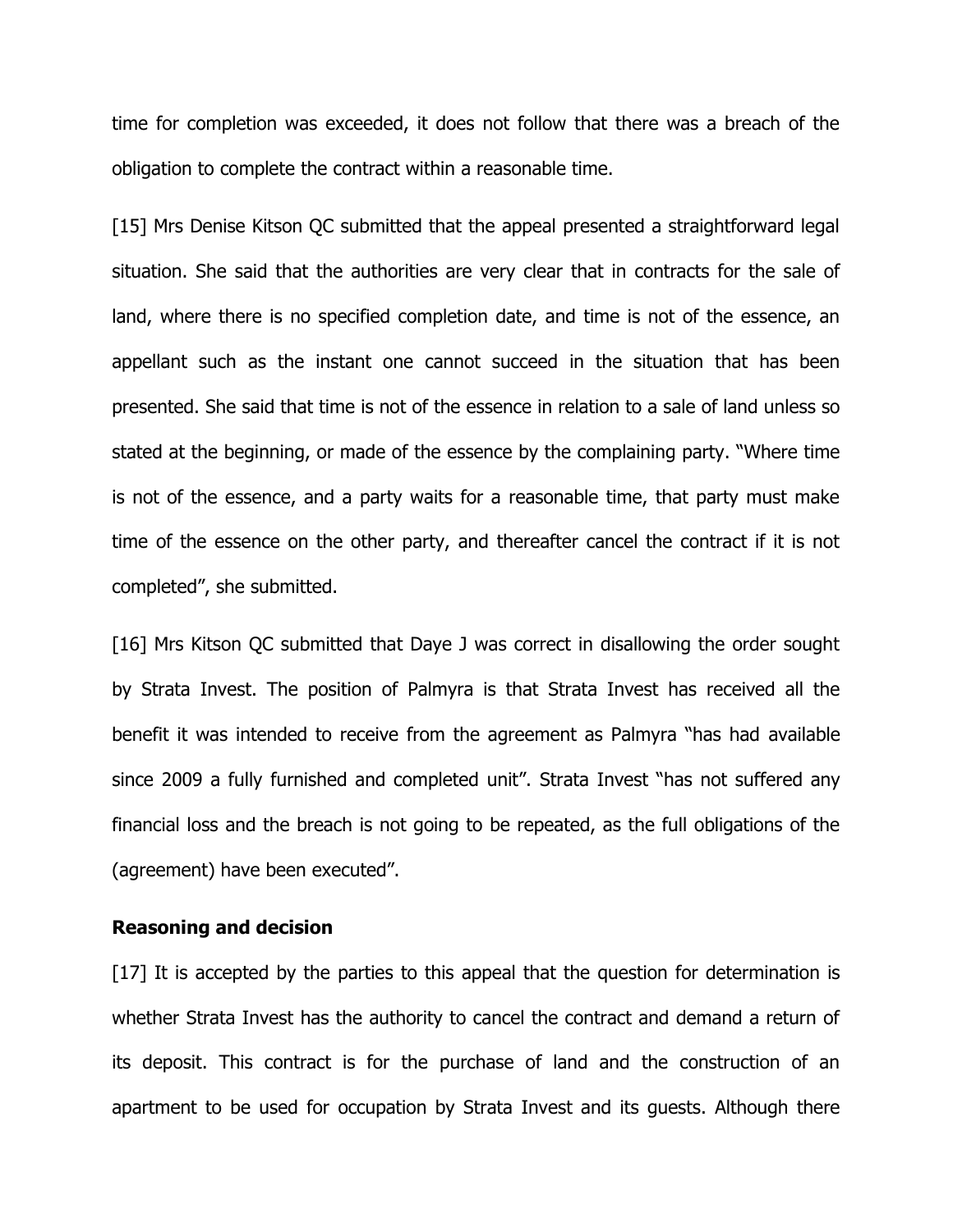time for completion was exceeded, it does not follow that there was a breach of the obligation to complete the contract within a reasonable time.

[15] Mrs Denise Kitson QC submitted that the appeal presented a straightforward legal situation. She said that the authorities are very clear that in contracts for the sale of land, where there is no specified completion date, and time is not of the essence, an appellant such as the instant one cannot succeed in the situation that has been presented. She said that time is not of the essence in relation to a sale of land unless so stated at the beginning, or made of the essence by the complaining party. "Where time is not of the essence, and a party waits for a reasonable time, that party must make time of the essence on the other party, and thereafter cancel the contract if it is not completed", she submitted.

[16] Mrs Kitson QC submitted that Daye J was correct in disallowing the order sought by Strata Invest. The position of Palmyra is that Strata Invest has received all the benefit it was intended to receive from the agreement as Palmyra "has had available since 2009 a fully furnished and completed unit". Strata Invest "has not suffered any financial loss and the breach is not going to be repeated, as the full obligations of the (agreement) have been executed".

**Reasoning and decision**

[17] It is accepted by the parties to this appeal that the question for determination is whether Strata Invest has the authority to cancel the contract and demand a return of its deposit. This contract is for the purchase of land and the construction of an apartment to be used for occupation by Strata Invest and its guests. Although there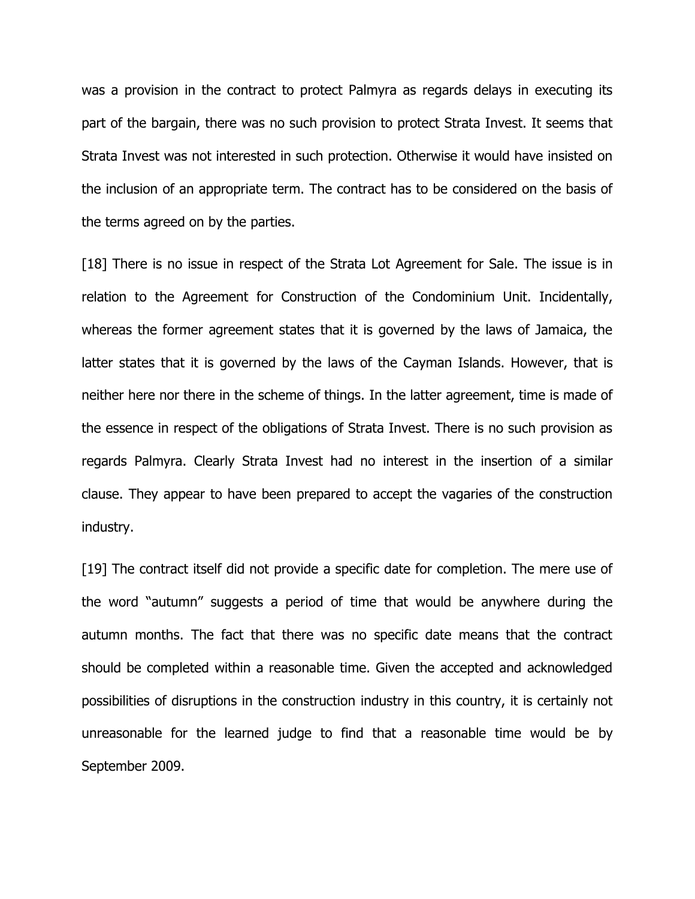was a provision in the contract to protect Palmyra as regards delays in executing its part of the bargain, there was no such provision to protect Strata Invest. It seems that Strata Invest was not interested in such protection. Otherwise it would have insisted on the inclusion of an appropriate term. The contract has to be considered on the basis of the terms agreed on by the parties.

[18] There is no issue in respect of the Strata Lot Agreement for Sale. The issue is in relation to the Agreement for Construction of the Condominium Unit. Incidentally, whereas the former agreement states that it is governed by the laws of Jamaica, the latter states that it is governed by the laws of the Cayman Islands. However, that is neither here nor there in the scheme of things. In the latter agreement, time is made of the essence in respect of the obligations of Strata Invest. There is no such provision as regards Palmyra. Clearly Strata Invest had no interest in the insertion of a similar clause. They appear to have been prepared to accept the vagaries of the construction industry.

[19] The contract itself did not provide a specific date for completion. The mere use of the word "autumn" suggests a period of time that would be anywhere during the autumn months. The fact that there was no specific date means that the contract should be completed within a reasonable time. Given the accepted and acknowledged possibilities of disruptions in the construction industry in this country, it is certainly not unreasonable for the learned judge to find that a reasonable time would be by September 2009.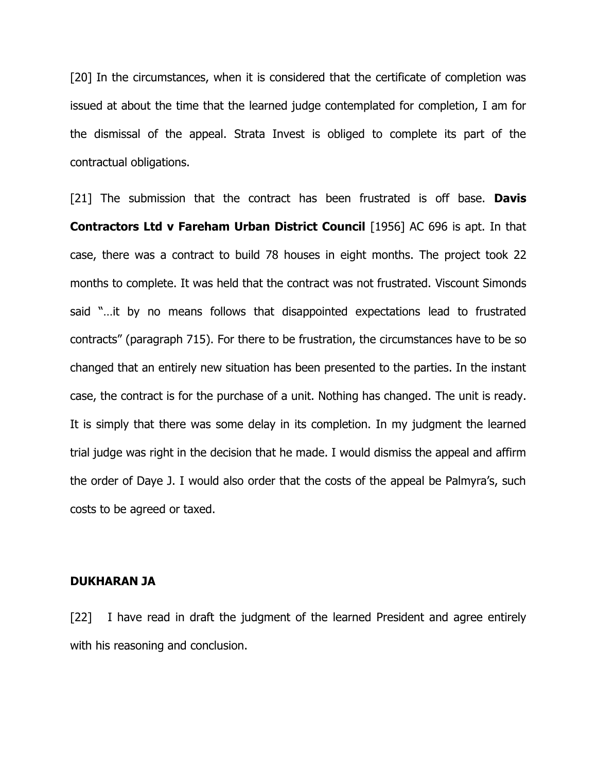[20] In the circumstances, when it is considered that the certificate of completion was issued at about the time that the learned judge contemplated for completion, I am for the dismissal of the appeal. Strata Invest is obliged to complete its part of the contractual obligations.

[21] The submission that the contract has been frustrated is off base. **Davis Contractors Ltd v Fareham Urban District Council** [1956] AC 696 is apt. In that case, there was a contract to build 78 houses in eight months. The project took 22 months to complete. It was held that the contract was not frustrated. Viscount Simonds said "…it by no means follows that disappointed expectations lead to frustrated contracts" (paragraph 715). For there to be frustration, the circumstances have to be so changed that an entirely new situation has been presented to the parties. In the instant case, the contract is for the purchase of a unit. Nothing has changed. The unit is ready. It is simply that there was some delay in its completion. In my judgment the learned trial judge was right in the decision that he made. I would dismiss the appeal and affirm the order of Daye J. I would also order that the costs of the appeal be Palmyra's, such costs to be agreed or taxed.

**DUKHARAN JA**

[22] I have read in draft the judgment of the learned President and agree entirely with his reasoning and conclusion.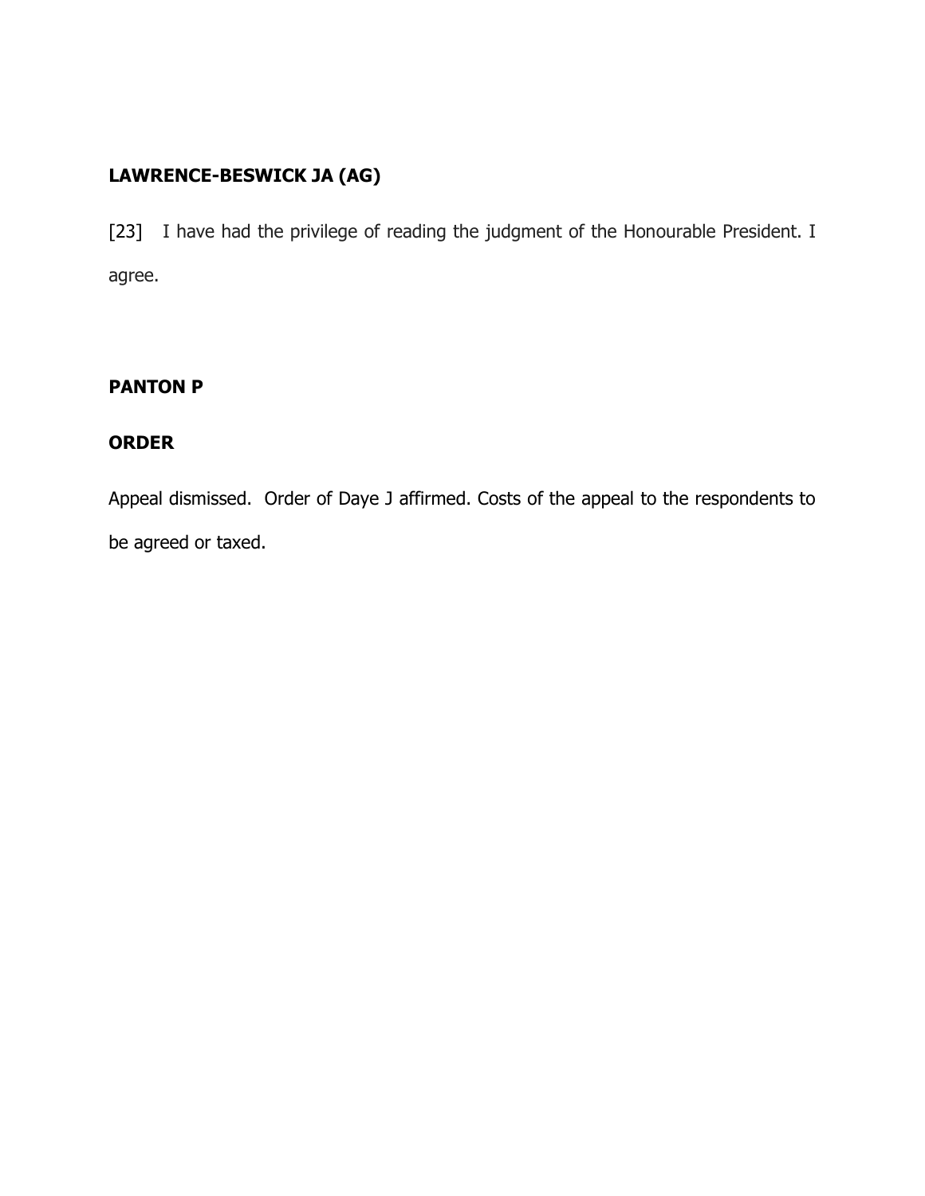**LAWRENCE-BESWICK JA (AG)**

[23] I have had the privilege of reading the judgment of the Honourable President. I agree.

**PANTON P**

**ORDER**

Appeal dismissed. Order of Daye J affirmed. Costs of the appeal to the respondents to be agreed or taxed.